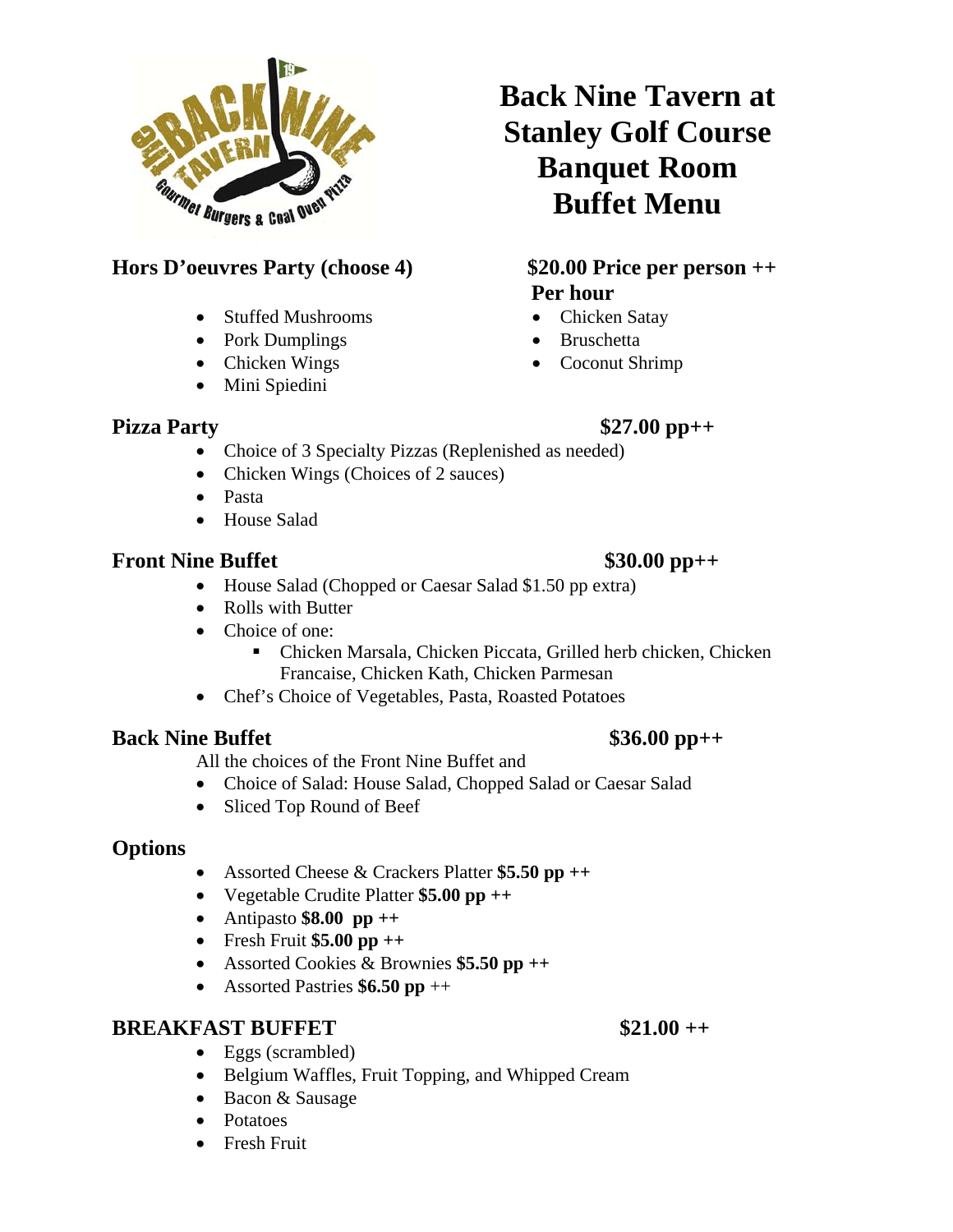# Back Nine Tavern at Stanley Golf Course Banquet Room Buffet Menu

## Hors D'oeuvres Party (choose 4)

**$20.00 Price per person ++ Per hour**

- Stuffed Mushrooms
- Pork Dumplings
- Chicken Wings
- Mini Spiedini
- Chicken Satay
- Bruschetta
- Coconut Shrimp

## Pizza Party **$27.00 pp++**

- Choice of 3 Specialty Pizzas (Replenished as needed)
- Chicken Wings (Choices of 2 sauces)
- Pasta
- House Salad

## Front Nine Buffet **$30.00 pp++**

- House Salad (Chopped or Caesar Salad $1.50 pp extra)
- Rolls with Butter
- Choice of one:
  - Chicken Marsala, Chicken Piccata, Grilled herb chicken, Chicken Francaise, Chicken Kath, Chicken Parmesan
- Chef's Choice of Vegetables, Pasta, Roasted Potatoes

## Back Nine Buffet **$36.00 pp++**

All the choices of the Front Nine Buffet and

- Choice of Salad: House Salad, Chopped Salad or Caesar Salad
- Sliced Top Round of Beef

## Options

- Assorted Cheese & Crackers Platter **$5.50 pp ++**
- Vegetable Crudite Platter **$5.00 pp ++**
- Antipasto **$8.00 pp ++**
- Fresh Fruit **$5.00 pp ++**
- Assorted Cookies & Brownies **$5.50 pp ++**
- Assorted Pastries **$6.50 pp** ++

## BREAKFAST BUFFET **$21.00 ++**

- Eggs (scrambled)
- Belgium Waffles, Fruit Topping, and Whipped Cream
- Bacon & Sausage
- Potatoes
- Fresh Fruit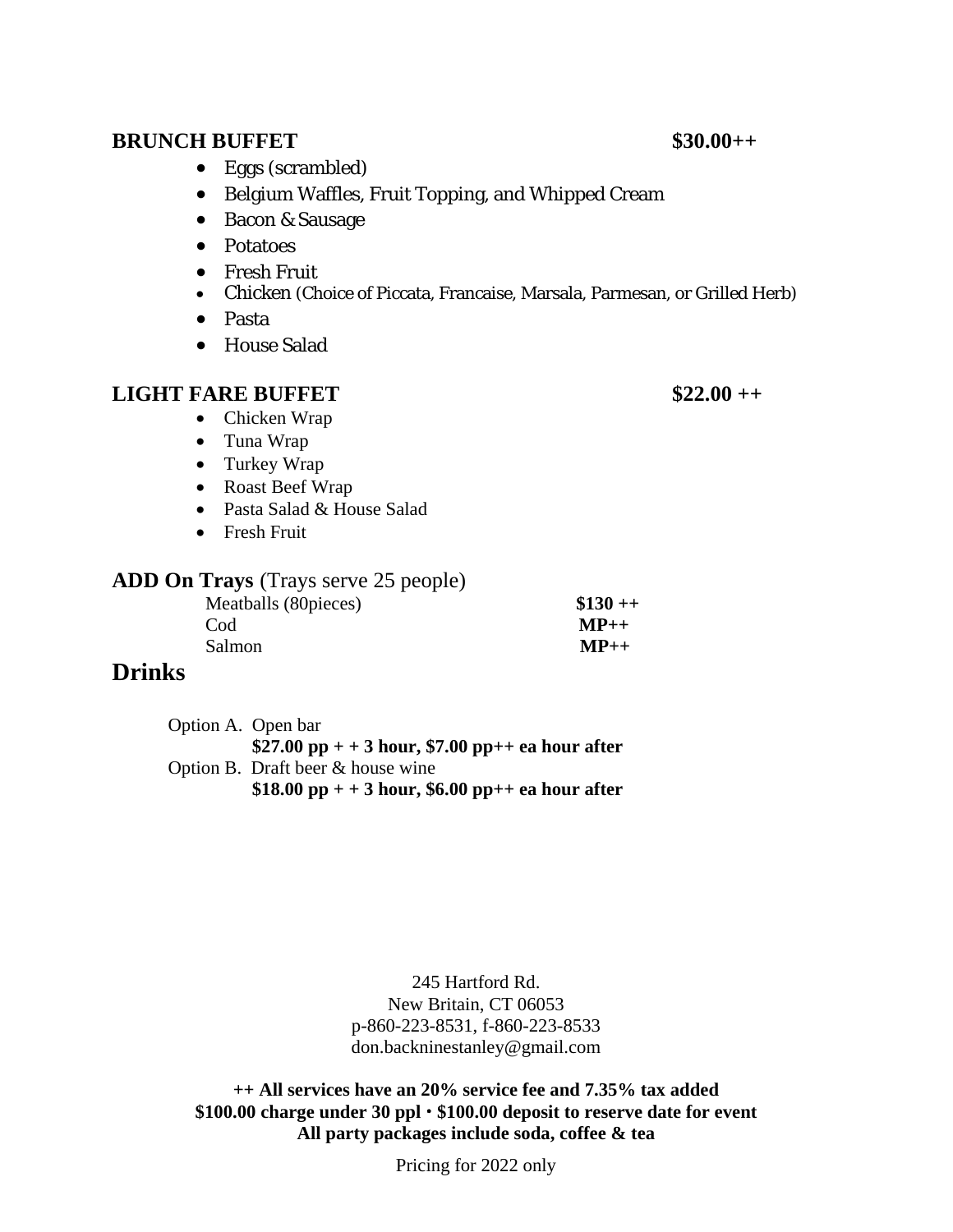## BRUNCH BUFFET $30.00++

- Eggs (scrambled)
- Belgium Waffles, Fruit Topping, and Whipped Cream
- Bacon & Sausage
- Potatoes
- Fresh Fruit
- Chicken (Choice of Piccata, Francaise, Marsala, Parmesan, or Grilled Herb)
- Pasta
- House Salad

## LIGHT FARE BUFFET $22.00 ++

- Chicken Wrap
- Tuna Wrap
- Turkey Wrap
- Roast Beef Wrap
- Pasta Salad & House Salad
- Fresh Fruit

## ADD On Trays (Trays serve 25 people)

| | |
|---|---|
| Meatballs (80pieces) | **$130 ++** |
| Cod | **MP++** |
| Salmon | **MP++** |

## Drinks

Option A. Open bar
**$27.00 pp + + 3 hour, $7.00 pp++ ea hour after**

Option B. Draft beer & house wine
**$18.00 pp + + 3 hour, $6.00 pp++ ea hour after**

245 Hartford Rd.
New Britain, CT 06053
p-860-223-8531, f-860-223-8533
don.backninestanley@gmail.com

**++ All services have an 20% service fee and 7.35% tax added**
**$100.00 charge under 30 ppl · $100.00 deposit to reserve date for event**
**All party packages include soda, coffee & tea**

Pricing for 2022 only